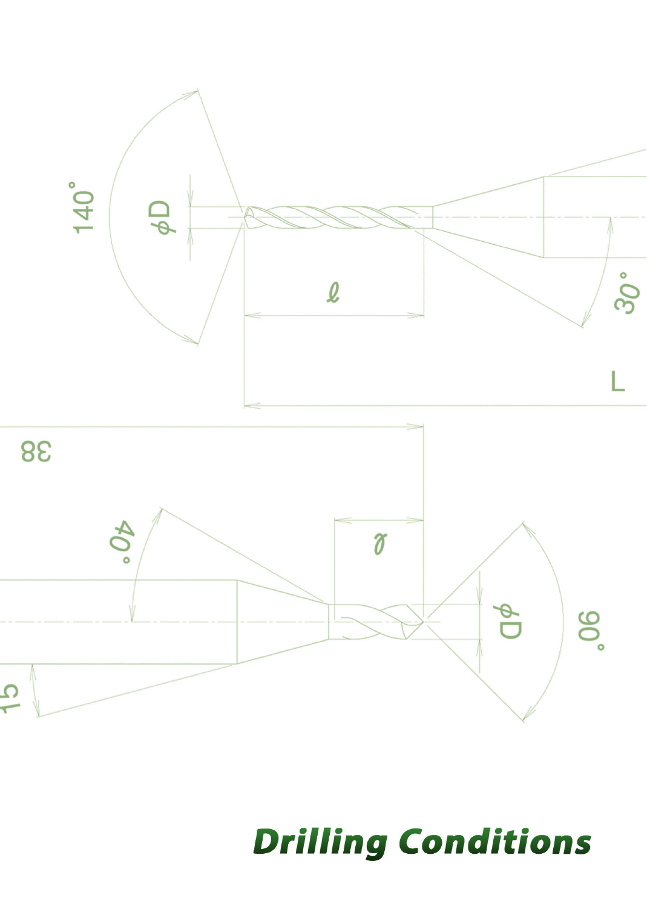# Drilling Conditions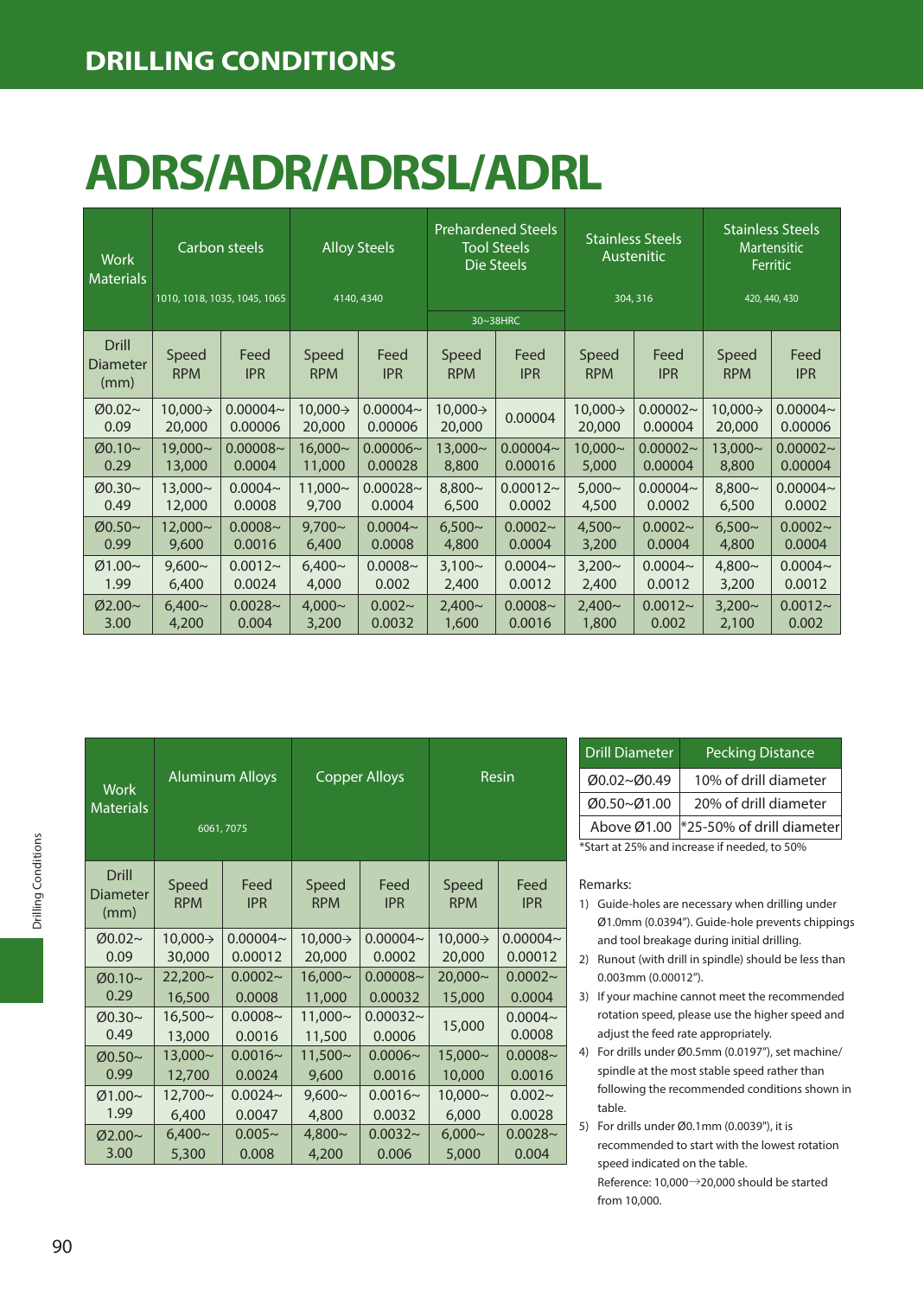## DRILLING CONDITIONS

# ADRS/ADR/ADRSL/ADRL

| Work Materials | Carbon steels 1010, 1018, 1035, 1045, 1065 | | Alloy Steels 4140, 4340 | | Prehardened Steels Tool Steels Die Steels 30~38HRC | | Stainless Steels Austenitic 304, 316 | | Stainless Steels Martensitic Ferritic 420, 440, 430 | |
|---|---|---|---|---|---|---|---|---|---|---|
| Drill Diameter (mm) | Speed RPM | Feed IPR | Speed RPM | Feed IPR | Speed RPM | Feed IPR | Speed RPM | Feed IPR | Speed RPM | Feed IPR |
| Ø0.02~0.09 | 10,000→20,000 | 0.00004~0.00006 | 10,000→20,000 | 0.00004~0.00006 | 10,000→20,000 | 0.00004 | 10,000→20,000 | 0.00002~0.00004 | 10,000→20,000 | 0.00004~0.00006 |
| Ø0.10~0.29 | 19,000~13,000 | 0.00008~0.0004 | 16,000~11,000 | 0.00006~0.00028 | 13,000~8,800 | 0.00004~0.00016 | 10,000~5,000 | 0.00002~0.00004 | 13,000~8,800 | 0.00002~0.00004 |
| Ø0.30~0.49 | 13,000~12,000 | 0.0004~0.0008 | 11,000~9,700 | 0.00028~0.0004 | 8,800~6,500 | 0.00012~0.0002 | 5,000~4,500 | 0.00004~0.0002 | 8,800~6,500 | 0.00004~0.0002 |
| Ø0.50~0.99 | 12,000~9,600 | 0.0008~0.0016 | 9,700~6,400 | 0.0004~0.0008 | 6,500~4,800 | 0.0002~0.0004 | 4,500~3,200 | 0.0002~0.0004 | 6,500~4,800 | 0.0002~0.0004 |
| Ø1.00~1.99 | 9,600~6,400 | 0.0012~0.0024 | 6,400~4,000 | 0.0008~0.002 | 3,100~2,400 | 0.0004~0.0012 | 3,200~2,400 | 0.0004~0.0012 | 4,800~3,200 | 0.0004~0.0012 |
| Ø2.00~3.00 | 6,400~4,200 | 0.0028~0.004 | 4,000~3,200 | 0.002~0.0032 | 2,400~1,600 | 0.0008~0.0016 | 2,400~1,800 | 0.0012~0.002 | 3,200~2,100 | 0.0012~0.002 |

| Work Materials | Aluminum Alloys 6061, 7075 | | Copper Alloys | | Resin | |
|---|---|---|---|---|---|---|
| Drill Diameter (mm) | Speed RPM | Feed IPR | Speed RPM | Feed IPR | Speed RPM | Feed IPR |
| Ø0.02~0.09 | 10,000→30,000 | 0.00004~0.00012 | 10,000→20,000 | 0.00004~0.0002 | 10,000→20,000 | 0.00004~0.00012 |
| Ø0.10~0.29 | 22,200~16,500 | 0.0002~0.0008 | 16,000~11,000 | 0.00008~0.00032 | 20,000~15,000 | 0.0002~0.0004 |
| Ø0.30~0.49 | 16,500~13,000 | 0.0008~0.0016 | 11,000~11,500 | 0.00032~0.0006 | 15,000 | 0.0004~0.0008 |
| Ø0.50~0.99 | 13,000~12,700 | 0.0016~0.0024 | 11,500~9,600 | 0.0006~0.0016 | 15,000~10,000 | 0.0008~0.0016 |
| Ø1.00~1.99 | 12,700~6,400 | 0.0024~0.0047 | 9,600~4,800 | 0.0016~0.0032 | 10,000~6,000 | 0.002~0.0028 |
| Ø2.00~3.00 | 6,400~5,300 | 0.005~0.008 | 4,800~4,200 | 0.0032~0.006 | 6,000~5,000 | 0.0028~0.004 |

| Drill Diameter | Pecking Distance |
|---|---|
| Ø0.02~Ø0.49 | 10% of drill diameter |
| Ø0.50~Ø1.00 | 20% of drill diameter |
| Above Ø1.00 | *25-50% of drill diameter |

*Start at 25% and increase if needed, to 50%

Remarks:

1) Guide-holes are necessary when drilling under Ø1.0mm (0.0394"). Guide-hole prevents chippings and tool breakage during initial drilling.
2) Runout (with drill in spindle) should be less than 0.003mm (0.00012").
3) If your machine cannot meet the recommended rotation speed, please use the higher speed and adjust the feed rate appropriately.
4) For drills under Ø0.5mm (0.0197"), set machine/spindle at the most stable speed rather than following the recommended conditions shown in table.
5) For drills under Ø0.1mm (0.0039"), it is recommended to start with the lowest rotation speed indicated on the table.
   Reference: 10,000→20,000 should be started from 10,000.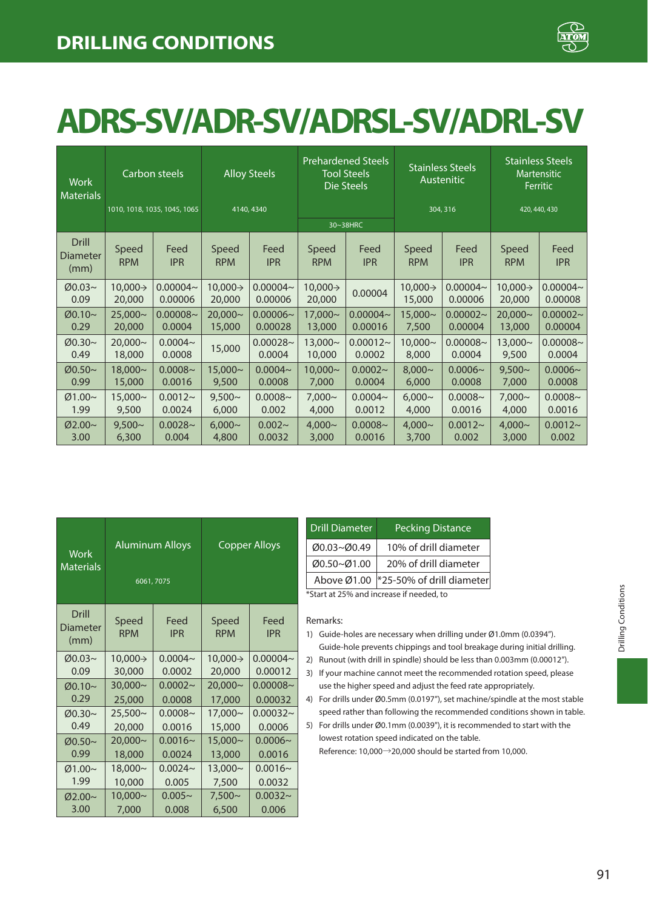## DRILLING CONDITIONS

# ADRS-SV/ADR-SV/ADRSL-SV/ADRL-SV

| Work Materials | Carbon steels 1010, 1018, 1035, 1045, 1065 | | Alloy Steels 4140, 4340 | | Prehardened Steels Tool Steels Die Steels 30~38HRC | | Stainless Steels Austenitic 304, 316 | | Stainless Steels Martensitic Ferritic 420, 440, 430 | |
|---|---|---|---|---|---|---|---|---|---|---|
| Drill Diameter (mm) | Speed RPM | Feed IPR | Speed RPM | Feed IPR | Speed RPM | Feed IPR | Speed RPM | Feed IPR | Speed RPM | Feed IPR |
| Ø0.03~ 0.09 | 10,000→ 20,000 | 0.00004~ 0.00006 | 10,000→ 20,000 | 0.00004~ 0.00006 | 10,000→ 20,000 | 0.00004 | 10,000→ 15,000 | 0.00004~ 0.00006 | 10,000→ 20,000 | 0.00004~ 0.00008 |
| Ø0.10~ 0.29 | 25,000~ 20,000 | 0.00008~ 0.0004 | 20,000~ 15,000 | 0.00006~ 0.00028 | 17,000~ 13,000 | 0.00004~ 0.00016 | 15,000~ 7,500 | 0.00002~ 0.00004 | 20,000~ 13,000 | 0.00002~ 0.00004 |
| Ø0.30~ 0.49 | 20,000~ 18,000 | 0.0004~ 0.0008 | 15,000 | 0.00028~ 0.0004 | 13,000~ 10,000 | 0.00012~ 0.0002 | 10,000~ 8,000 | 0.00008~ 0.0004 | 13,000~ 9,500 | 0.00008~ 0.0004 |
| Ø0.50~ 0.99 | 18,000~ 15,000 | 0.0008~ 0.0016 | 15,000~ 9,500 | 0.0004~ 0.0008 | 10,000~ 7,000 | 0.0002~ 0.0004 | 8,000~ 6,000 | 0.0006~ 0.0008 | 9,500~ 7,000 | 0.0006~ 0.0008 |
| Ø1.00~ 1.99 | 15,000~ 9,500 | 0.0012~ 0.0024 | 9,500~ 6,000 | 0.0008~ 0.002 | 7,000~ 4,000 | 0.0004~ 0.0012 | 6,000~ 4,000 | 0.0008~ 0.0016 | 7,000~ 4,000 | 0.0008~ 0.0016 |
| Ø2.00~ 3.00 | 9,500~ 6,300 | 0.0028~ 0.004 | 6,000~ 4,800 | 0.002~ 0.0032 | 4,000~ 3,000 | 0.0008~ 0.0016 | 4,000~ 3,700 | 0.0012~ 0.002 | 4,000~ 3,000 | 0.0012~ 0.002 |

| Work Materials | Aluminum Alloys 6061, 7075 | | Copper Alloys | |
|---|---|---|---|---|
| Drill Diameter (mm) | Speed RPM | Feed IPR | Speed RPM | Feed IPR |
| Ø0.03~ 0.09 | 10,000→ 30,000 | 0.0004~ 0.0002 | 10,000→ 20,000 | 0.00004~ 0.00012 |
| Ø0.10~ 0.29 | 30,000~ 25,000 | 0.0002~ 0.0008 | 20,000~ 17,000 | 0.00008~ 0.00032 |
| Ø0.30~ 0.49 | 25,500~ 20,000 | 0.0008~ 0.0016 | 17,000~ 15,000 | 0.00032~ 0.0006 |
| Ø0.50~ 0.99 | 20,000~ 18,000 | 0.0016~ 0.0024 | 15,000~ 13,000 | 0.0006~ 0.0016 |
| Ø1.00~ 1.99 | 18,000~ 10,000 | 0.0024~ 0.005 | 13,000~ 7,500 | 0.0016~ 0.0032 |
| Ø2.00~ 3.00 | 10,000~ 7,000 | 0.005~ 0.008 | 7,500~ 6,500 | 0.0032~ 0.006 |

| Drill Diameter | Pecking Distance |
|---|---|
| Ø0.03~Ø0.49 | 10% of drill diameter |
| Ø0.50~Ø1.00 | 20% of drill diameter |
| Above Ø1.00 | *25-50% of drill diameter |

*Start at 25% and increase if needed, to

Remarks:

1) Guide-holes are necessary when drilling under Ø1.0mm (0.0394"). Guide-hole prevents chippings and tool breakage during initial drilling.
2) Runout (with drill in spindle) should be less than 0.003mm (0.00012").
3) If your machine cannot meet the recommended rotation speed, please use the higher speed and adjust the feed rate appropriately.
4) For drills under Ø0.5mm (0.0197"), set machine/spindle at the most stable speed rather than following the recommended conditions shown in table.
5) For drills under Ø0.1mm (0.0039"), it is recommended to start with the lowest rotation speed indicated on the table.
   Reference: 10,000→20,000 should be started from 10,000.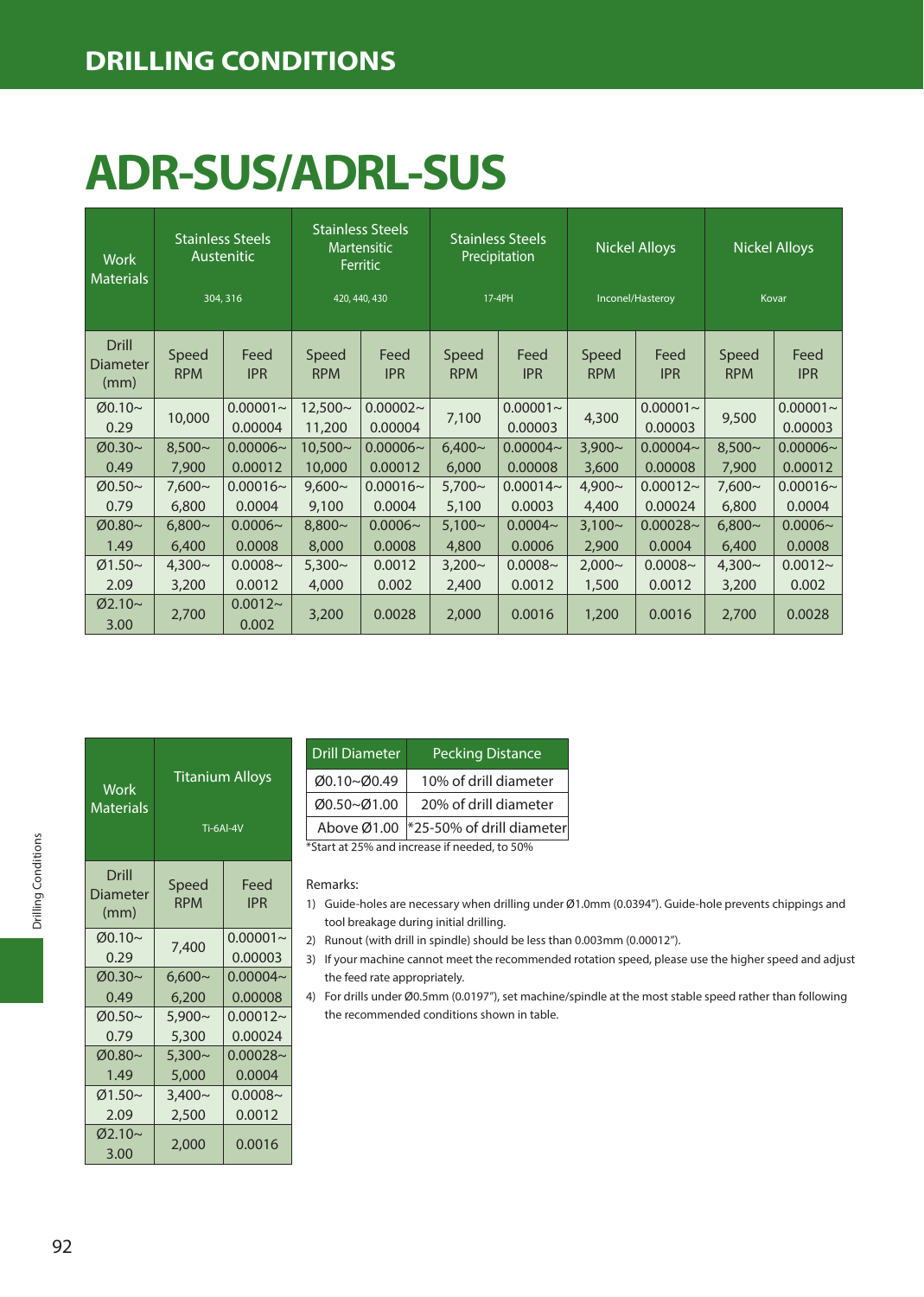# DRILLING CONDITIONS

## ADR-SUS/ADRL-SUS

| Work Materials | Stainless Steels Austenitic 304, 316 | | Stainless Steels Martensitic Ferritic 420, 440, 430 | | Stainless Steels Precipitation 17-4PH | | Nickel Alloys Inconel/Hasteroy | | Nickel Alloys Kovar | |
|---|---|---|---|---|---|---|---|---|---|---|
| Drill Diameter (mm) | Speed RPM | Feed IPR | Speed RPM | Feed IPR | Speed RPM | Feed IPR | Speed RPM | Feed IPR | Speed RPM | Feed IPR |
| Ø0.10~0.29 | 10,000 | 0.00001~0.00004 | 12,500~11,200 | 0.00002~0.00004 | 7,100 | 0.00001~0.00003 | 4,300 | 0.00001~0.00003 | 9,500 | 0.00001~0.00003 |
| Ø0.30~0.49 | 8,500~7,900 | 0.00006~0.00012 | 10,500~10,000 | 0.00006~0.00012 | 6,400~6,000 | 0.00004~0.00008 | 3,900~3,600 | 0.00004~0.00008 | 8,500~7,900 | 0.00006~0.00012 |
| Ø0.50~0.79 | 7,600~6,800 | 0.00016~0.0004 | 9,600~9,100 | 0.00016~0.0004 | 5,700~5,100 | 0.00014~0.0003 | 4,900~4,400 | 0.00012~0.00024 | 7,600~6,800 | 0.00016~0.0004 |
| Ø0.80~1.49 | 6,800~6,400 | 0.0006~0.0008 | 8,800~8,000 | 0.0006~0.0008 | 5,100~4,800 | 0.0004~0.0006 | 3,100~2,900 | 0.00028~0.0004 | 6,800~6,400 | 0.0006~0.0008 |
| Ø1.50~2.09 | 4,300~3,200 | 0.0008~0.0012 | 5,300~4,000 | 0.0012~0.002 | 3,200~2,400 | 0.0008~0.0012 | 2,000~1,500 | 0.0008~0.0012 | 4,300~3,200 | 0.0012~0.002 |
| Ø2.10~3.00 | 2,700 | 0.0012~0.002 | 3,200 | 0.0028 | 2,000 | 0.0016 | 1,200 | 0.0016 | 2,700 | 0.0028 |

| Work Materials | Titanium Alloys Ti-6Al-4V | |
|---|---|---|
| Drill Diameter (mm) | Speed RPM | Feed IPR |
| Ø0.10~0.29 | 7,400 | 0.00001~0.00003 |
| Ø0.30~0.49 | 6,600~6,200 | 0.00004~0.00008 |
| Ø0.50~0.79 | 5,900~5,300 | 0.00012~0.00024 |
| Ø0.80~1.49 | 5,300~5,000 | 0.00028~0.0004 |
| Ø1.50~2.09 | 3,400~2,500 | 0.0008~0.0012 |
| Ø2.10~3.00 | 2,000 | 0.0016 |

| Drill Diameter | Pecking Distance |
|---|---|
| Ø0.10~Ø0.49 | 10% of drill diameter |
| Ø0.50~Ø1.00 | 20% of drill diameter |
| Above Ø1.00 | *25-50% of drill diameter |

*Start at 25% and increase if needed, to 50%

Remarks:

1) Guide-holes are necessary when drilling under Ø1.0mm (0.0394"). Guide-hole prevents chippings and tool breakage during initial drilling.
2) Runout (with drill in spindle) should be less than 0.003mm (0.00012").
3) If your machine cannot meet the recommended rotation speed, please use the higher speed and adjust the feed rate appropriately.
4) For drills under Ø0.5mm (0.0197"), set machine/spindle at the most stable speed rather than following the recommended conditions shown in table.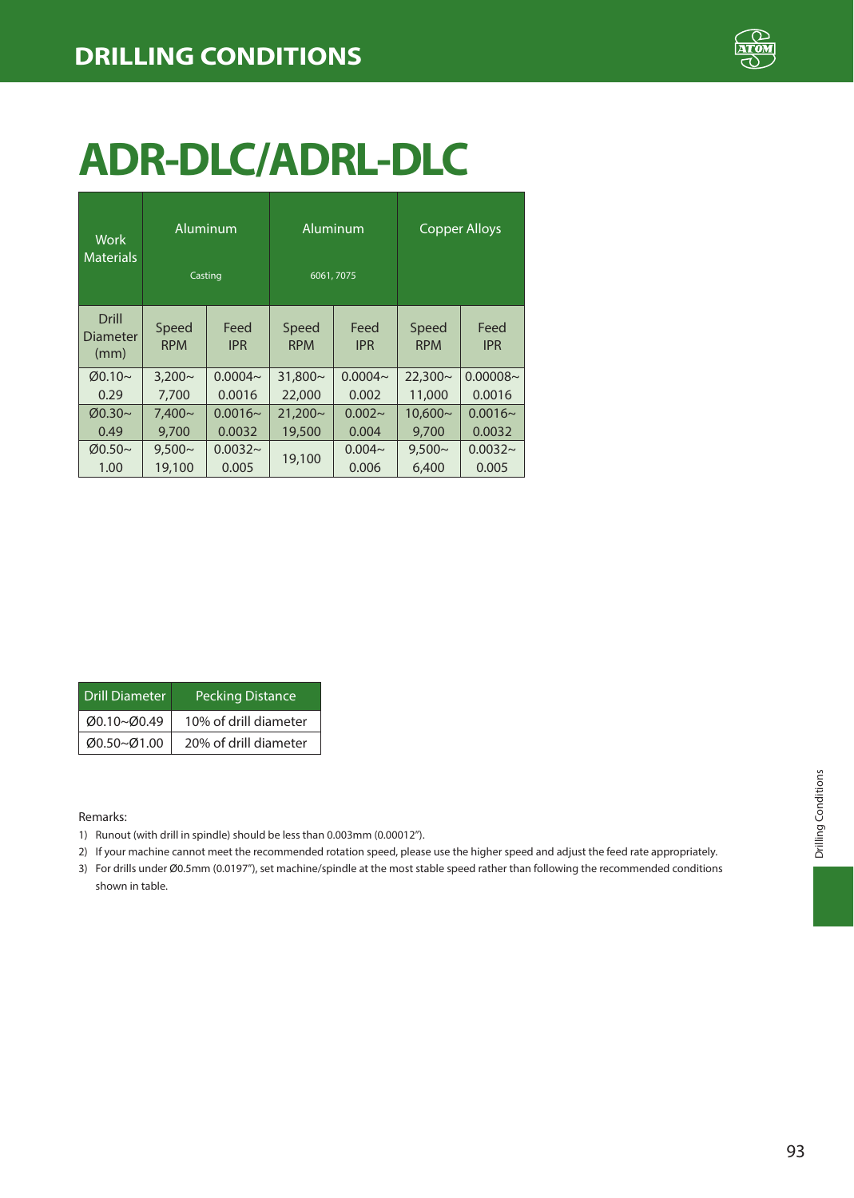# DRILLING CONDITIONS

# ADR-DLC/ADRL-DLC

| Work Materials | Aluminum Casting | | Aluminum 6061, 7075 | | Copper Alloys | |
|---|---|---|---|---|---|---|
| Drill Diameter (mm) | Speed RPM | Feed IPR | Speed RPM | Feed IPR | Speed RPM | Feed IPR |
| Ø0.10~0.29 | 3,200~7,700 | 0.0004~0.0016 | 31,800~22,000 | 0.0004~0.002 | 22,300~11,000 | 0.00008~0.0016 |
| Ø0.30~0.49 | 7,400~9,700 | 0.0016~0.0032 | 21,200~19,500 | 0.002~0.004 | 10,600~9,700 | 0.0016~0.0032 |
| Ø0.50~1.00 | 9,500~19,100 | 0.0032~0.005 | 19,100 | 0.004~0.006 | 9,500~6,400 | 0.0032~0.005 |

| Drill Diameter | Pecking Distance |
|---|---|
| Ø0.10~Ø0.49 | 10% of drill diameter |
| Ø0.50~Ø1.00 | 20% of drill diameter |

Remarks:

1) Runout (with drill in spindle) should be less than 0.003mm (0.00012").
2) If your machine cannot meet the recommended rotation speed, please use the higher speed and adjust the feed rate appropriately.
3) For drills under Ø0.5mm (0.0197"), set machine/spindle at the most stable speed rather than following the recommended conditions shown in table.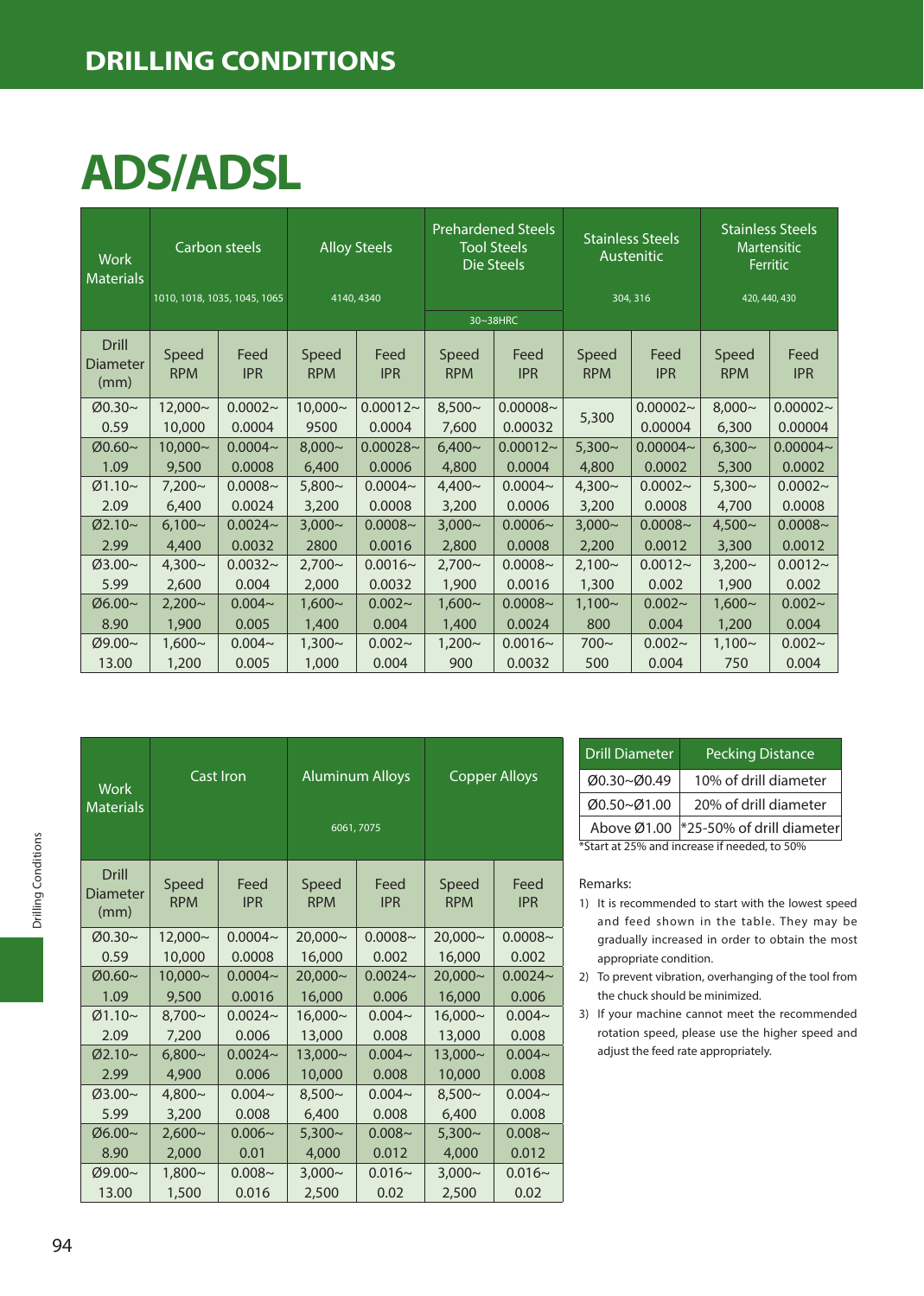# DRILLING CONDITIONS

# ADS/ADSL

| Work Materials | Carbon steels 1010, 1018, 1035, 1045, 1065 | | Alloy Steels 4140, 4340 | | Prehardened Steels Tool Steels Die Steels 30~38HRC | | Stainless Steels Austenitic 304, 316 | | Stainless Steels Martensitic Ferritic 420, 440, 430 | |
|---|---|---|---|---|---|---|---|---|---|---|
| Drill Diameter (mm) | Speed RPM | Feed IPR | Speed RPM | Feed IPR | Speed RPM | Feed IPR | Speed RPM | Feed IPR | Speed RPM | Feed IPR |
| Ø0.30~ 0.59 | 12,000~ 10,000 | 0.0002~ 0.0004 | 10,000~ 9500 | 0.00012~ 0.0004 | 8,500~ 7,600 | 0.00008~ 0.00032 | 5,300 | 0.00002~ 0.00004 | 8,000~ 6,300 | 0.00002~ 0.00004 |
| Ø0.60~ 1.09 | 10,000~ 9,500 | 0.0004~ 0.0008 | 8,000~ 6,400 | 0.00028~ 0.0006 | 6,400~ 4,800 | 0.00012~ 0.0004 | 5,300~ 4,800 | 0.00004~ 0.0002 | 6,300~ 5,300 | 0.00004~ 0.0002 |
| Ø1.10~ 2.09 | 7,200~ 6,400 | 0.0008~ 0.0024 | 5,800~ 3,200 | 0.0004~ 0.0008 | 4,400~ 3,200 | 0.0004~ 0.0006 | 4,300~ 3,200 | 0.0002~ 0.0008 | 5,300~ 4,700 | 0.0002~ 0.0008 |
| Ø2.10~ 2.99 | 6,100~ 4,400 | 0.0024~ 0.0032 | 3,000~ 2800 | 0.0008~ 0.0016 | 3,000~ 2,800 | 0.0006~ 0.0008 | 3,000~ 2,200 | 0.0008~ 0.0012 | 4,500~ 3,300 | 0.0008~ 0.0012 |
| Ø3.00~ 5.99 | 4,300~ 2,600 | 0.0032~ 0.004 | 2,700~ 2,000 | 0.0016~ 0.0032 | 2,700~ 1,900 | 0.0008~ 0.0016 | 2,100~ 1,300 | 0.0012~ 0.002 | 3,200~ 1,900 | 0.0012~ 0.002 |
| Ø6.00~ 8.90 | 2,200~ 1,900 | 0.004~ 0.005 | 1,600~ 1,400 | 0.002~ 0.004 | 1,600~ 1,400 | 0.0008~ 0.0024 | 1,100~ 800 | 0.002~ 0.004 | 1,600~ 1,200 | 0.002~ 0.004 |
| Ø9.00~ 13.00 | 1,600~ 1,200 | 0.004~ 0.005 | 1,300~ 1,000 | 0.002~ 0.004 | 1,200~ 900 | 0.0016~ 0.0032 | 700~ 500 | 0.002~ 0.004 | 1,100~ 750 | 0.002~ 0.004 |

| Work Materials | Cast Iron | | Aluminum Alloys 6061, 7075 | | Copper Alloys | |
|---|---|---|---|---|---|---|
| Drill Diameter (mm) | Speed RPM | Feed IPR | Speed RPM | Feed IPR | Speed RPM | Feed IPR |
| Ø0.30~ 0.59 | 12,000~ 10,000 | 0.0004~ 0.0008 | 20,000~ 16,000 | 0.0008~ 0.002 | 20,000~ 16,000 | 0.0008~ 0.002 |
| Ø0.60~ 1.09 | 10,000~ 9,500 | 0.0008~ 0.0016 | 20,000~ 16,000 | 0.0024~ 0.006 | 20,000~ 16,000 | 0.0024~ 0.006 |
| Ø1.10~ 2.09 | 8,700~ 7,200 | 0.0024~ 0.006 | 16,000~ 13,000 | 0.004~ 0.008 | 16,000~ 13,000 | 0.004~ 0.008 |
| Ø2.10~ 2.99 | 6,800~ 4,900 | 0.0024~ 0.006 | 13,000~ 10,000 | 0.004~ 0.008 | 13,000~ 10,000 | 0.004~ 0.008 |
| Ø3.00~ 5.99 | 4,800~ 3,200 | 0.004~ 0.008 | 8,500~ 6,400 | 0.004~ 0.008 | 8,500~ 6,400 | 0.004~ 0.008 |
| Ø6.00~ 8.90 | 2,600~ 2,000 | 0.006~ 0.01 | 5,300~ 4,000 | 0.008~ 0.012 | 5,300~ 4,000 | 0.008~ 0.012 |
| Ø9.00~ 13.00 | 1,800~ 1,500 | 0.008~ 0.016 | 3,000~ 2,500 | 0.016~ 0.02 | 3,000~ 2,500 | 0.016~ 0.02 |

| Drill Diameter | Pecking Distance |
|---|---|
| Ø0.30~Ø0.49 | 10% of drill diameter |
| Ø0.50~Ø1.00 | 20% of drill diameter |
| Above Ø1.00 | *25-50% of drill diameter |

*Start at 25% and increase if needed, to 50%

Remarks:

1) It is recommended to start with the lowest speed and feed shown in the table. They may be gradually increased in order to obtain the most appropriate condition.
2) To prevent vibration, overhanging of the tool from the chuck should be minimized.
3) If your machine cannot meet the recommended rotation speed, please use the higher speed and adjust the feed rate appropriately.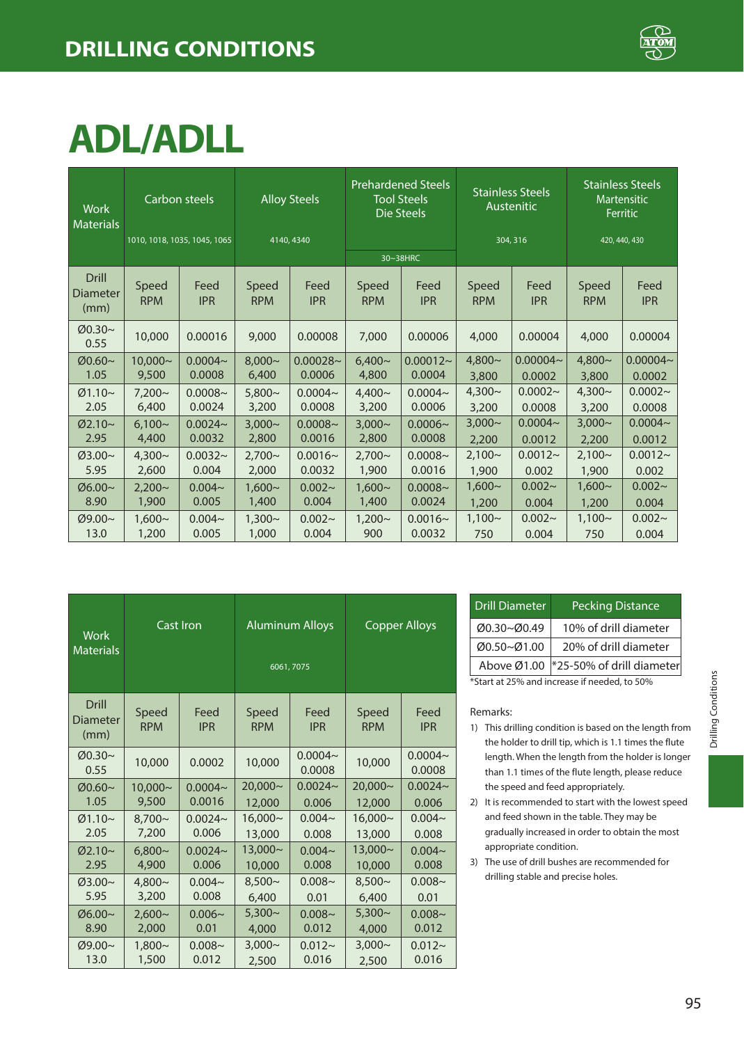# DRILLING CONDITIONS

## ADL/ADLL

| Work Materials | Carbon steels 1010, 1018, 1035, 1045, 1065 | | Alloy Steels 4140, 4340 | | Prehardened Steels Tool Steels Die Steels 30~38HRC | | Stainless Steels Austenitic 304, 316 | | Stainless Steels Martensitic Ferritic 420, 440, 430 | |
|---|---|---|---|---|---|---|---|---|---|---|
| Drill Diameter (mm) | Speed RPM | Feed IPR | Speed RPM | Feed IPR | Speed RPM | Feed IPR | Speed RPM | Feed IPR | Speed RPM | Feed IPR |
| Ø0.30~0.55 | 10,000 | 0.00016 | 9,000 | 0.00008 | 7,000 | 0.00006 | 4,000 | 0.00004 | 4,000 | 0.00004 |
| Ø0.60~1.05 | 10,000~9,500 | 0.0004~0.0008 | 8,000~6,400 | 0.00028~0.0006 | 6,400~4,800 | 0.00012~0.0004 | 4,800~3,800 | 0.00004~0.0002 | 4,800~3,800 | 0.00004~0.0002 |
| Ø1.10~2.05 | 7,200~6,400 | 0.0008~0.0024 | 5,800~3,200 | 0.0004~0.0008 | 4,400~3,200 | 0.0004~0.0006 | 4,300~3,200 | 0.0002~0.0008 | 4,300~3,200 | 0.0002~0.0008 |
| Ø2.10~2.95 | 6,100~4,400 | 0.0024~0.0032 | 3,000~2,800 | 0.0008~0.0016 | 3,000~2,800 | 0.0006~0.0008 | 3,000~2,200 | 0.0004~0.0012 | 3,000~2,200 | 0.0004~0.0012 |
| Ø3.00~5.95 | 4,300~2,600 | 0.0032~0.004 | 2,700~2,000 | 0.0016~0.0032 | 2,700~1,900 | 0.0008~0.0016 | 2,100~1,900 | 0.0012~0.002 | 2,100~1,900 | 0.0012~0.002 |
| Ø6.00~8.90 | 2,200~1,900 | 0.004~0.005 | 1,600~1,400 | 0.002~0.004 | 1,600~1,400 | 0.0008~0.0024 | 1,600~1,200 | 0.002~0.004 | 1,600~1,200 | 0.002~0.004 |
| Ø9.00~13.0 | 1,600~1,200 | 0.004~0.005 | 1,300~1,000 | 0.002~0.004 | 1,200~900 | 0.0016~0.0032 | 1,100~750 | 0.002~0.004 | 1,100~750 | 0.002~0.004 |

| Work Materials | Cast Iron | | Aluminum Alloys 6061, 7075 | | Copper Alloys | |
|---|---|---|---|---|---|---|
| Drill Diameter (mm) | Speed RPM | Feed IPR | Speed RPM | Feed IPR | Speed RPM | Feed IPR |
| Ø0.30~0.55 | 10,000 | 0.0002 | 10,000 | 0.0004~0.0008 | 10,000 | 0.0004~0.0008 |
| Ø0.60~1.05 | 10,000~9,500 | 0.0004~0.0016 | 20,000~12,000 | 0.0024~0.006 | 20,000~12,000 | 0.0024~0.006 |
| Ø1.10~2.05 | 8,700~7,200 | 0.0024~0.006 | 16,000~13,000 | 0.004~0.008 | 16,000~13,000 | 0.004~0.008 |
| Ø2.10~2.95 | 6,800~4,900 | 0.0024~0.006 | 13,000~10,000 | 0.004~0.008 | 13,000~10,000 | 0.004~0.008 |
| Ø3.00~5.95 | 4,800~3,200 | 0.004~0.008 | 8,500~6,400 | 0.008~0.01 | 8,500~6,400 | 0.008~0.01 |
| Ø6.00~8.90 | 2,600~2,000 | 0.006~0.01 | 5,300~4,000 | 0.008~0.012 | 5,300~4,000 | 0.008~0.012 |
| Ø9.00~13.0 | 1,800~1,500 | 0.008~0.012 | 3,000~2,500 | 0.012~0.016 | 3,000~2,500 | 0.012~0.016 |

| Drill Diameter | Pecking Distance |
|---|---|
| Ø0.30~Ø0.49 | 10% of drill diameter |
| Ø0.50~Ø1.00 | 20% of drill diameter |
| Above Ø1.00 | *25-50% of drill diameter |

*Start at 25% and increase if needed, to 50%

Remarks:

1) This drilling condition is based on the length from the holder to drill tip, which is 1.1 times the flute length. When the length from the holder is longer than 1.1 times of the flute length, please reduce the speed and feed appropriately.
2) It is recommended to start with the lowest speed and feed shown in the table. They may be gradually increased in order to obtain the most appropriate condition.
3) The use of drill bushes are recommended for drilling stable and precise holes.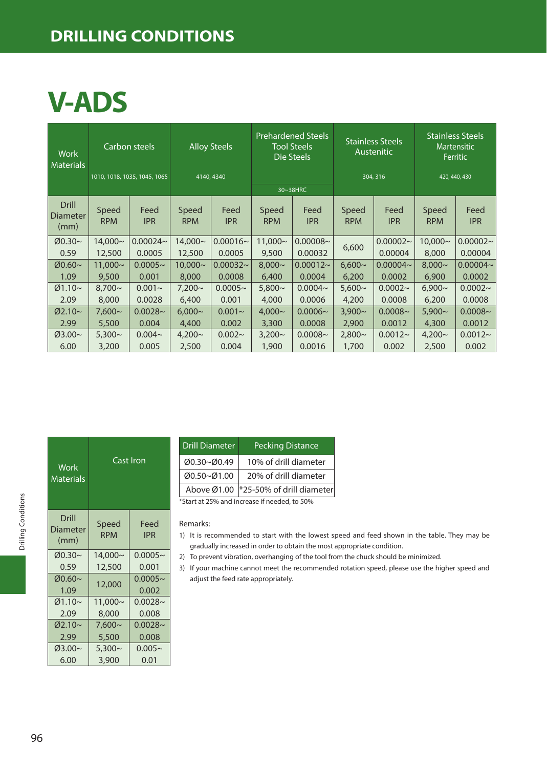# DRILLING CONDITIONS

# V-ADS

| Work Materials | Carbon steels 1010, 1018, 1035, 1045, 1065 | | Alloy Steels 4140, 4340 | | Prehardened Steels Tool Steels Die Steels 30~38HRC | | Stainless Steels Austenitic 304, 316 | | Stainless Steels Martensitic Ferritic 420, 440, 430 | |
|---|---|---|---|---|---|---|---|---|---|---|
| Drill Diameter (mm) | Speed RPM | Feed IPR | Speed RPM | Feed IPR | Speed RPM | Feed IPR | Speed RPM | Feed IPR | Speed RPM | Feed IPR |
| Ø0.30~ 0.59 | 14,000~ 12,500 | 0.00024~ 0.0005 | 14,000~ 12,500 | 0.00016~ 0.0005 | 11,000~ 9,500 | 0.00008~ 0.00032 | 6,600 | 0.00002~ 0.00004 | 10,000~ 8,000 | 0.00002~ 0.00004 |
| Ø0.60~ 1.09 | 11,000~ 9,500 | 0.0005~ 0.001 | 10,000~ 8,000 | 0.00032~ 0.0008 | 8,000~ 6,400 | 0.00012~ 0.0004 | 6,600~ 6,200 | 0.00004~ 0.0002 | 8,000~ 6,900 | 0.00004~ 0.0002 |
| Ø1.10~ 2.09 | 8,700~ 8,000 | 0.001~ 0.0028 | 7,200~ 6,400 | 0.0005~ 0.001 | 5,800~ 4,000 | 0.0004~ 0.0006 | 5,600~ 4,200 | 0.0002~ 0.0008 | 6,900~ 6,200 | 0.0002~ 0.0008 |
| Ø2.10~ 2.99 | 7,600~ 5,500 | 0.0028~ 0.004 | 6,000~ 4,400 | 0.001~ 0.002 | 4,000~ 3,300 | 0.0006~ 0.0008 | 3,900~ 2,900 | 0.0008~ 0.0012 | 5,900~ 4,300 | 0.0008~ 0.0012 |
| Ø3.00~ 6.00 | 5,300~ 3,200 | 0.004~ 0.005 | 4,200~ 2,500 | 0.002~ 0.004 | 3,200~ 1,900 | 0.0008~ 0.0016 | 2,800~ 1,700 | 0.0012~ 0.002 | 4,200~ 2,500 | 0.0012~ 0.002 |

| Work Materials | Cast Iron | |
|---|---|---|
| Drill Diameter (mm) | Speed RPM | Feed IPR |
| Ø0.30~ 0.59 | 14,000~ 12,500 | 0.0005~ 0.001 |
| Ø0.60~ 1.09 | 12,000 | 0.0005~ 0.002 |
| Ø1.10~ 2.09 | 11,000~ 8,000 | 0.0028~ 0.008 |
| Ø2.10~ 2.99 | 7,600~ 5,500 | 0.0028~ 0.008 |
| Ø3.00~ 6.00 | 5,300~ 3,900 | 0.005~ 0.01 |

| Drill Diameter | Pecking Distance |
|---|---|
| Ø0.30~Ø0.49 | 10% of drill diameter |
| Ø0.50~Ø1.00 | 20% of drill diameter |
| Above Ø1.00 | *25-50% of drill diameter |

*Start at 25% and increase if needed, to 50%

Remarks:

1) It is recommended to start with the lowest speed and feed shown in the table. They may be gradually increased in order to obtain the most appropriate condition.
2) To prevent vibration, overhanging of the tool from the chuck should be minimized.
3) If your machine cannot meet the recommended rotation speed, please use the higher speed and adjust the feed rate appropriately.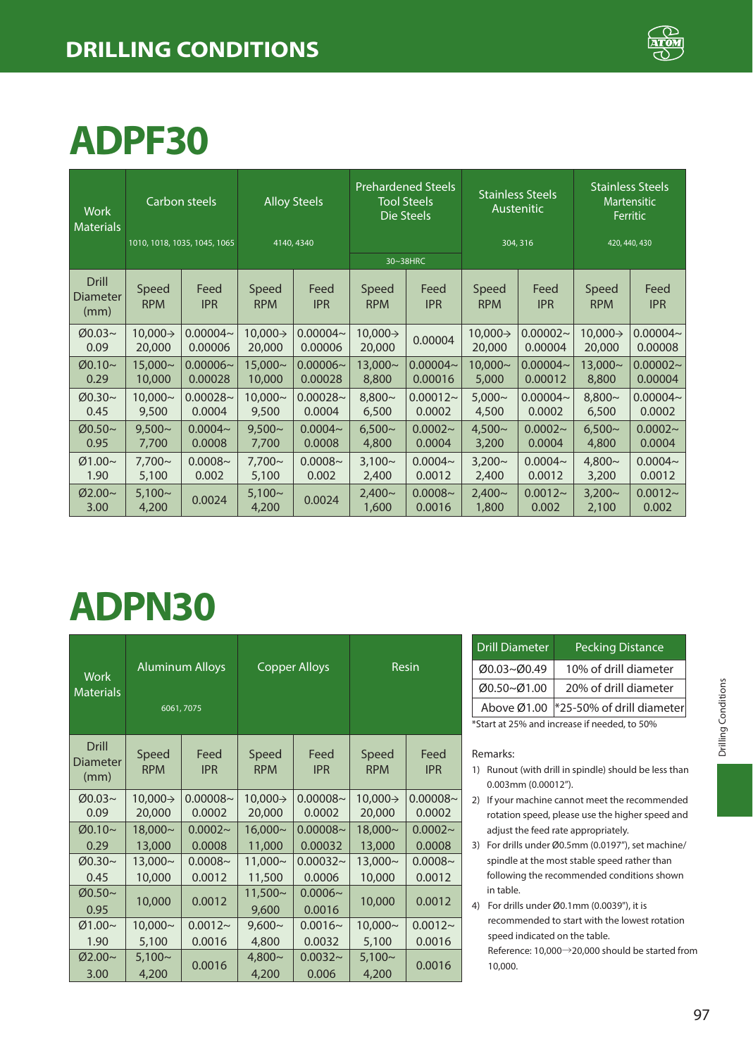# DRILLING CONDITIONS

## ADPF30

| Work Materials | Carbon steels 1010, 1018, 1035, 1045, 1065 | | Alloy Steels 4140, 4340 | | Prehardened Steels Tool Steels Die Steels 30~38HRC | | Stainless Steels Austenitic 304, 316 | | Stainless Steels Martensitic Ferritic 420, 440, 430 | |
|---|---|---|---|---|---|---|---|---|---|---|
| Drill Diameter (mm) | Speed RPM | Feed IPR | Speed RPM | Feed IPR | Speed RPM | Feed IPR | Speed RPM | Feed IPR | Speed RPM | Feed IPR |
| Ø0.03~0.09 | 10,000→20,000 | 0.00004~0.00006 | 10,000→20,000 | 0.00004~0.00006 | 10,000→20,000 | 0.00004 | 10,000→20,000 | 0.00002~0.00004 | 10,000→20,000 | 0.00004~0.00008 |
| Ø0.10~0.29 | 15,000~10,000 | 0.00006~0.00028 | 15,000~10,000 | 0.00006~0.00028 | 13,000~8,800 | 0.00004~0.00016 | 10,000~5,000 | 0.00004~0.00012 | 13,000~8,800 | 0.00002~0.00004 |
| Ø0.30~0.45 | 10,000~9,500 | 0.00028~0.0004 | 10,000~9,500 | 0.00028~0.0004 | 8,800~6,500 | 0.00012~0.0002 | 5,000~4,500 | 0.00004~0.0002 | 8,800~6,500 | 0.00004~0.0002 |
| Ø0.50~0.95 | 9,500~7,700 | 0.0004~0.0008 | 9,500~7,700 | 0.0004~0.0008 | 6,500~4,800 | 0.0002~0.0004 | 4,500~3,200 | 0.0002~0.0004 | 6,500~4,800 | 0.0002~0.0004 |
| Ø1.00~1.90 | 7,700~5,100 | 0.0008~0.002 | 7,700~5,100 | 0.0008~0.002 | 3,100~2,400 | 0.0004~0.0012 | 3,200~2,400 | 0.0004~0.0012 | 4,800~3,200 | 0.0004~0.0012 |
| Ø2.00~3.00 | 5,100~4,200 | 0.0024 | 5,100~4,200 | 0.0024 | 2,400~1,600 | 0.0008~0.0016 | 2,400~1,800 | 0.0012~0.002 | 3,200~2,100 | 0.0012~0.002 |

## ADPN30

| Work Materials | Aluminum Alloys 6061, 7075 | | Copper Alloys | | Resin | |
|---|---|---|---|---|---|---|
| Drill Diameter (mm) | Speed RPM | Feed IPR | Speed RPM | Feed IPR | Speed RPM | Feed IPR |
| Ø0.03~0.09 | 10,000→20,000 | 0.00008~0.0002 | 10,000→20,000 | 0.00008~0.0002 | 10,000→20,000 | 0.00008~0.0002 |
| Ø0.10~0.29 | 18,000~13,000 | 0.0002~0.0008 | 16,000~11,000 | 0.00008~0.00032 | 18,000~13,000 | 0.0002~0.0008 |
| Ø0.30~0.45 | 13,000~10,000 | 0.0008~0.0012 | 11,000~11,500 | 0.00032~0.0006 | 13,000~10,000 | 0.0008~0.0012 |
| Ø0.50~0.95 | 10,000 | 0.0012 | 11,500~9,600 | 0.0006~0.0016 | 10,000 | 0.0012 |
| Ø1.00~1.90 | 10,000~5,100 | 0.0012~0.0016 | 9,600~4,800 | 0.0016~0.0032 | 10,000~5,100 | 0.0012~0.0016 |
| Ø2.00~3.00 | 5,100~4,200 | 0.0016 | 4,800~4,200 | 0.0032~0.006 | 5,100~4,200 | 0.0016 |

| Drill Diameter | Pecking Distance |
|---|---|
| Ø0.03~Ø0.49 | 10% of drill diameter |
| Ø0.50~Ø1.00 | 20% of drill diameter |
| Above Ø1.00 | *25-50% of drill diameter |

*Start at 25% and increase if needed, to 50%

Remarks:

1) Runout (with drill in spindle) should be less than 0.003mm (0.00012").
2) If your machine cannot meet the recommended rotation speed, please use the higher speed and adjust the feed rate appropriately.
3) For drills under Ø0.5mm (0.0197"), set machine/spindle at the most stable speed rather than following the recommended conditions shown in table.
4) For drills under Ø0.1mm (0.0039"), it is recommended to start with the lowest rotation speed indicated on the table.
   Reference: 10,000→20,000 should be started from 10,000.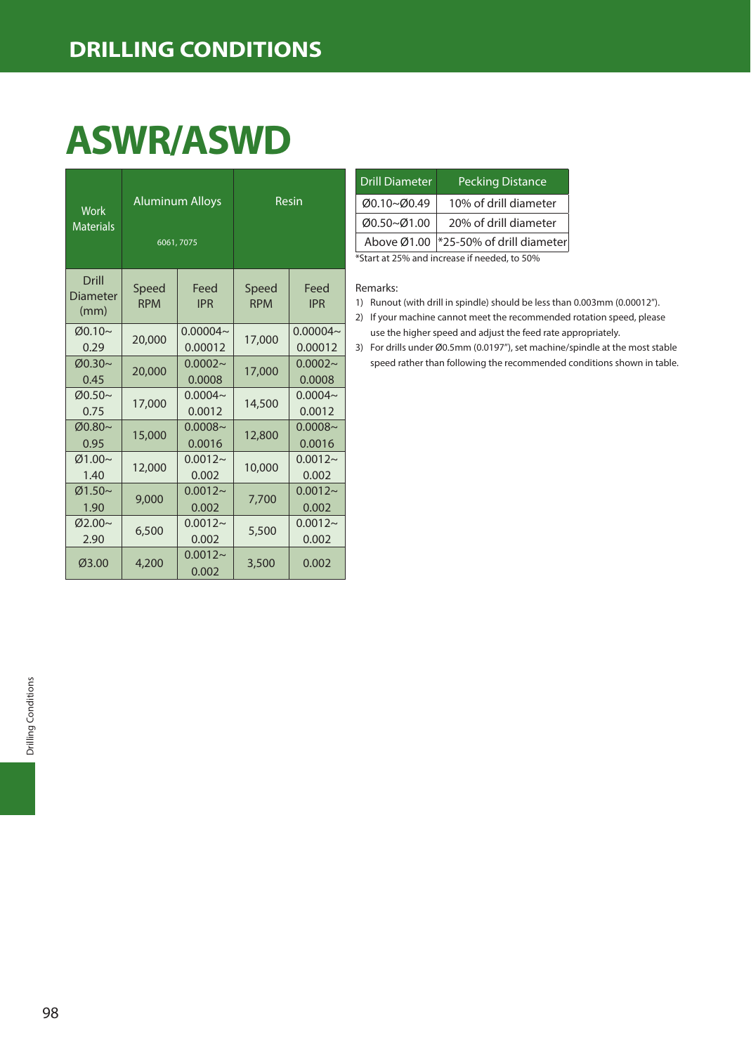# DRILLING CONDITIONS

## ASWR/ASWD

| Work Materials | Aluminum Alloys 6061, 7075 | | Resin | |
|---|---|---|---|---|
| Drill Diameter (mm) | Speed RPM | Feed IPR | Speed RPM | Feed IPR |
| Ø0.10~0.29 | 20,000 | 0.00004~0.00012 | 17,000 | 0.00004~0.00012 |
| Ø0.30~0.45 | 20,000 | 0.0002~0.0008 | 17,000 | 0.0002~0.0008 |
| Ø0.50~0.75 | 17,000 | 0.0004~0.0012 | 14,500 | 0.0004~0.0012 |
| Ø0.80~0.95 | 15,000 | 0.0008~0.0016 | 12,800 | 0.0008~0.0016 |
| Ø1.00~1.40 | 12,000 | 0.0012~0.002 | 10,000 | 0.0012~0.002 |
| Ø1.50~1.90 | 9,000 | 0.0012~0.002 | 7,700 | 0.0012~0.002 |
| Ø2.00~2.90 | 6,500 | 0.0012~0.002 | 5,500 | 0.0012~0.002 |
| Ø3.00 | 4,200 | 0.0012~0.002 | 3,500 | 0.002 |

| Drill Diameter | Pecking Distance |
|---|---|
| Ø0.10~Ø0.49 | 10% of drill diameter |
| Ø0.50~Ø1.00 | 20% of drill diameter |
| Above Ø1.00 | *25-50% of drill diameter |

*Start at 25% and increase if needed, to 50%

Remarks:

1) Runout (with drill in spindle) should be less than 0.003mm (0.00012").
2) If your machine cannot meet the recommended rotation speed, please use the higher speed and adjust the feed rate appropriately.
3) For drills under Ø0.5mm (0.0197"), set machine/spindle at the most stable speed rather than following the recommended conditions shown in table.